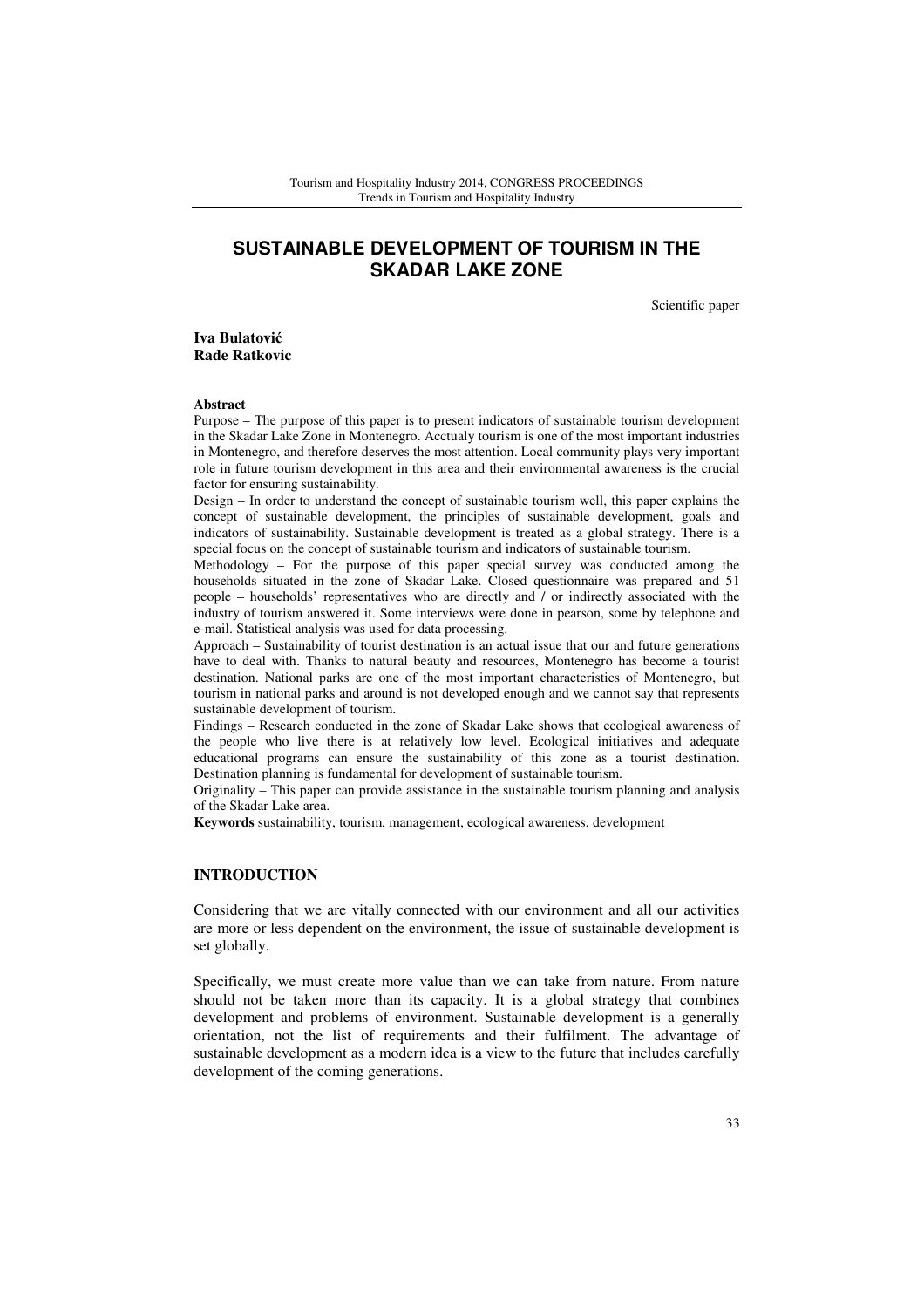# SUSTAINABLE DEVELOPMENT OF TOURISM IN THE SKADAR LAKE ZONE

Scientific paper

**Iva Bulatović**
**Rade Ratkovic**

**Abstract**

Purpose – The purpose of this paper is to present indicators of sustainable tourism development in the Skadar Lake Zone in Montenegro. Acctualy tourism is one of the most important industries in Montenegro, and therefore deserves the most attention. Local community plays very important role in future tourism development in this area and their environmental awareness is the crucial factor for ensuring sustainability.

Design – In order to understand the concept of sustainable tourism well, this paper explains the concept of sustainable development, the principles of sustainable development, goals and indicators of sustainability. Sustainable development is treated as a global strategy. There is a special focus on the concept of sustainable tourism and indicators of sustainable tourism.

Methodology – For the purpose of this paper special survey was conducted among the households situated in the zone of Skadar Lake. Closed questionnaire was prepared and 51 people – households' representatives who are directly and / or indirectly associated with the industry of tourism answered it. Some interviews were done in pearson, some by telephone and e-mail. Statistical analysis was used for data processing.

Approach – Sustainability of tourist destination is an actual issue that our and future generations have to deal with. Thanks to natural beauty and resources, Montenegro has become a tourist destination. National parks are one of the most important characteristics of Montenegro, but tourism in national parks and around is not developed enough and we cannot say that represents sustainable development of tourism.

Findings – Research conducted in the zone of Skadar Lake shows that ecological awareness of the people who live there is at relatively low level. Ecological initiatives and adequate educational programs can ensure the sustainability of this zone as a tourist destination. Destination planning is fundamental for development of sustainable tourism.

Originality – This paper can provide assistance in the sustainable tourism planning and analysis of the Skadar Lake area.

**Keywords** sustainability, tourism, management, ecological awareness, development

## INTRODUCTION

Considering that we are vitally connected with our environment and all our activities are more or less dependent on the environment, the issue of sustainable development is set globally.

Specifically, we must create more value than we can take from nature. From nature should not be taken more than its capacity. It is a global strategy that combines development and problems of environment. Sustainable development is a generally orientation, not the list of requirements and their fulfilment. The advantage of sustainable development as a modern idea is a view to the future that includes carefully development of the coming generations.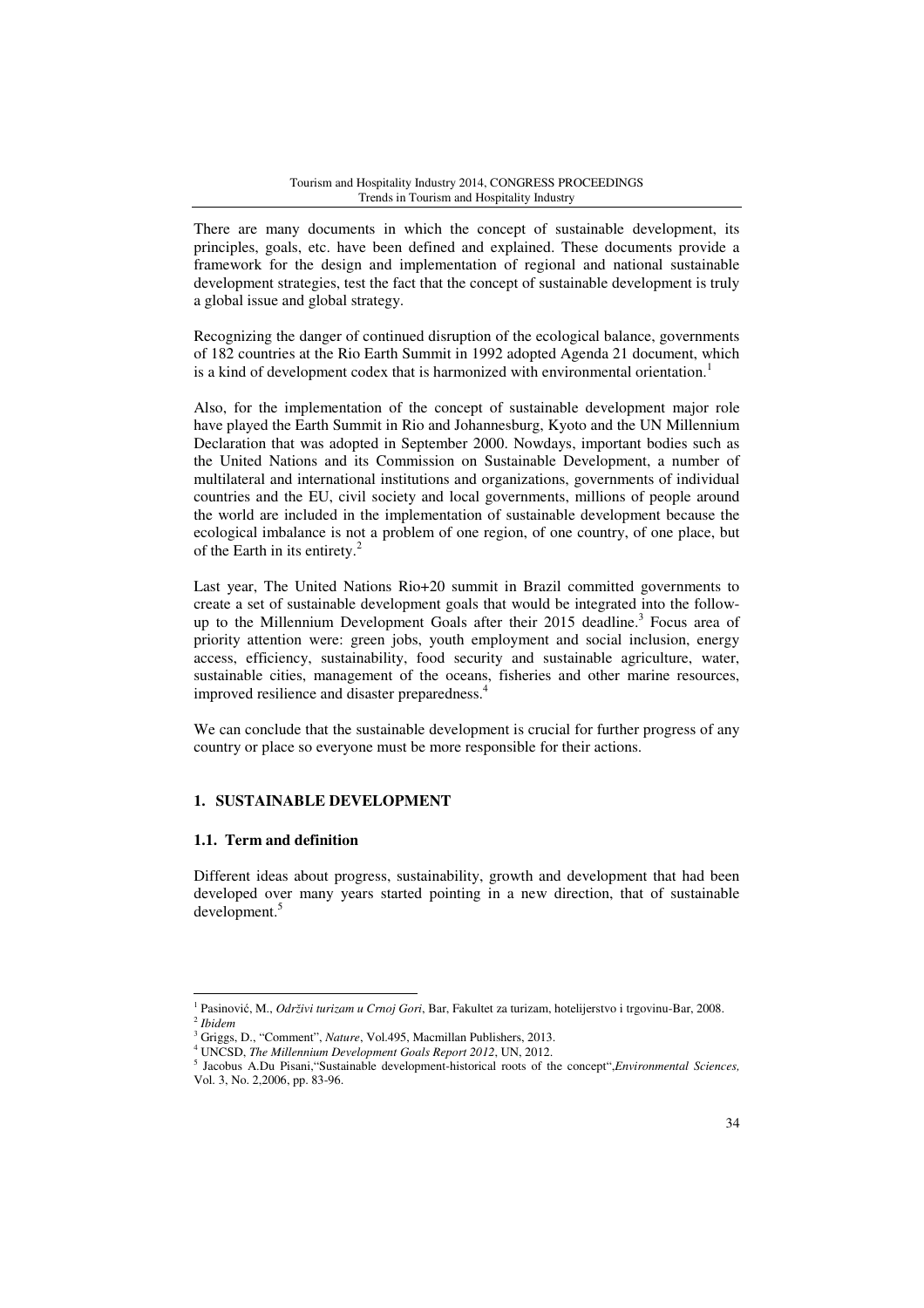There are many documents in which the concept of sustainable development, its principles, goals, etc. have been defined and explained. These documents provide a framework for the design and implementation of regional and national sustainable development strategies, test the fact that the concept of sustainable development is truly a global issue and global strategy.

Recognizing the danger of continued disruption of the ecological balance, governments of 182 countries at the Rio Earth Summit in 1992 adopted Agenda 21 document, which is a kind of development codex that is harmonized with environmental orientation.[1]

Also, for the implementation of the concept of sustainable development major role have played the Earth Summit in Rio and Johannesburg, Kyoto and the UN Millennium Declaration that was adopted in September 2000. Nowdays, important bodies such as the United Nations and its Commission on Sustainable Development, a number of multilateral and international institutions and organizations, governments of individual countries and the EU, civil society and local governments, millions of people around the world are included in the implementation of sustainable development because the ecological imbalance is not a problem of one region, of one country, of one place, but of the Earth in its entirety.[2]

Last year, The United Nations Rio+20 summit in Brazil committed governments to create a set of sustainable development goals that would be integrated into the follow-up to the Millennium Development Goals after their 2015 deadline.[3] Focus area of priority attention were: green jobs, youth employment and social inclusion, energy access, efficiency, sustainability, food security and sustainable agriculture, water, sustainable cities, management of the oceans, fisheries and other marine resources, improved resilience and disaster preparedness.[4]

We can conclude that the sustainable development is crucial for further progress of any country or place so everyone must be more responsible for their actions.

## 1. SUSTAINABLE DEVELOPMENT

### 1.1. Term and definition

Different ideas about progress, sustainability, growth and development that had been developed over many years started pointing in a new direction, that of sustainable development.[5]

---

[1] Pasinović, M., *Održivi turizam u Crnoj Gori*, Bar, Fakultet za turizam, hotelijerstvo i trgovinu-Bar, 2008.
[2] *Ibidem*
[3] Griggs, D., "Comment", *Nature*, Vol.495, Macmillan Publishers, 2013.
[4] UNCSD, *The Millennium Development Goals Report 2012*, UN, 2012.
[5] Jacobus A.Du Pisani,"Sustainable development-historical roots of the concept",*Environmental Sciences,* Vol. 3, No. 2,2006, pp. 83-96.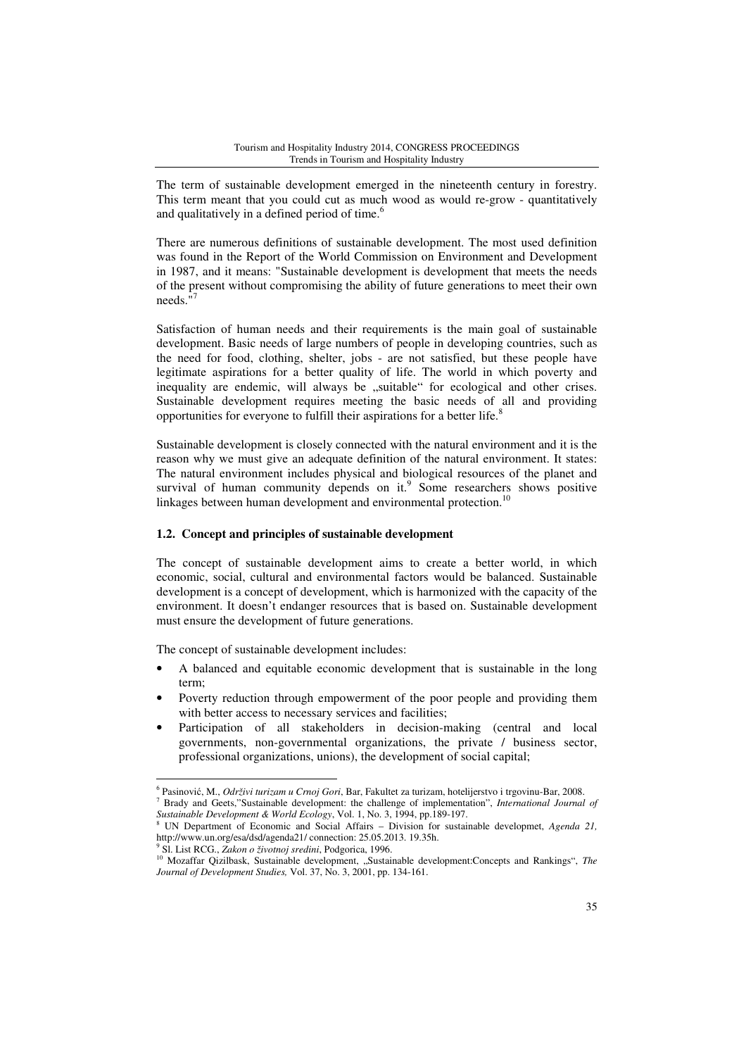The term of sustainable development emerged in the nineteenth century in forestry. This term meant that you could cut as much wood as would re-grow - quantitatively and qualitatively in a defined period of time.[6]

There are numerous definitions of sustainable development. The most used definition was found in the Report of the World Commission on Environment and Development in 1987, and it means: "Sustainable development is development that meets the needs of the present without compromising the ability of future generations to meet their own needs."[7]

Satisfaction of human needs and their requirements is the main goal of sustainable development. Basic needs of large numbers of people in developing countries, such as the need for food, clothing, shelter, jobs - are not satisfied, but these people have legitimate aspirations for a better quality of life. The world in which poverty and inequality are endemic, will always be „suitable" for ecological and other crises. Sustainable development requires meeting the basic needs of all and providing opportunities for everyone to fulfill their aspirations for a better life.[8]

Sustainable development is closely connected with the natural environment and it is the reason why we must give an adequate definition of the natural environment. It states: The natural environment includes physical and biological resources of the planet and survival of human community depends on it.[9] Some researchers shows positive linkages between human development and environmental protection.[10]

### 1.2. Concept and principles of sustainable development

The concept of sustainable development aims to create a better world, in which economic, social, cultural and environmental factors would be balanced. Sustainable development is a concept of development, which is harmonized with the capacity of the environment. It doesn't endanger resources that is based on. Sustainable development must ensure the development of future generations.

The concept of sustainable development includes:

- A balanced and equitable economic development that is sustainable in the long term;
- Poverty reduction through empowerment of the poor people and providing them with better access to necessary services and facilities;
- Participation of all stakeholders in decision-making (central and local governments, non-governmental organizations, the private / business sector, professional organizations, unions), the development of social capital;

---

[6] Pasinović, M., *Održivi turizam u Crnoj Gori*, Bar, Fakultet za turizam, hotelijerstvo i trgovinu-Bar, 2008.

[7] Brady and Geets,"Sustainable development: the challenge of implementation", *International Journal of Sustainable Development & World Ecology*, Vol. 1, No. 3, 1994, pp.189-197.

[8] UN Department of Economic and Social Affairs – Division for sustainable developmet, *Agenda 21,* http://www.un.org/esa/dsd/agenda21/ connection: 25.05.2013. 19.35h.

[9] Sl. List RCG., *Zakon o životnoj sredini*, Podgorica, 1996.

[10] Mozaffar Qizilbask, Sustainable development, „Sustainable development:Concepts and Rankings", *The Journal of Development Studies,* Vol. 37, No. 3, 2001, pp. 134-161.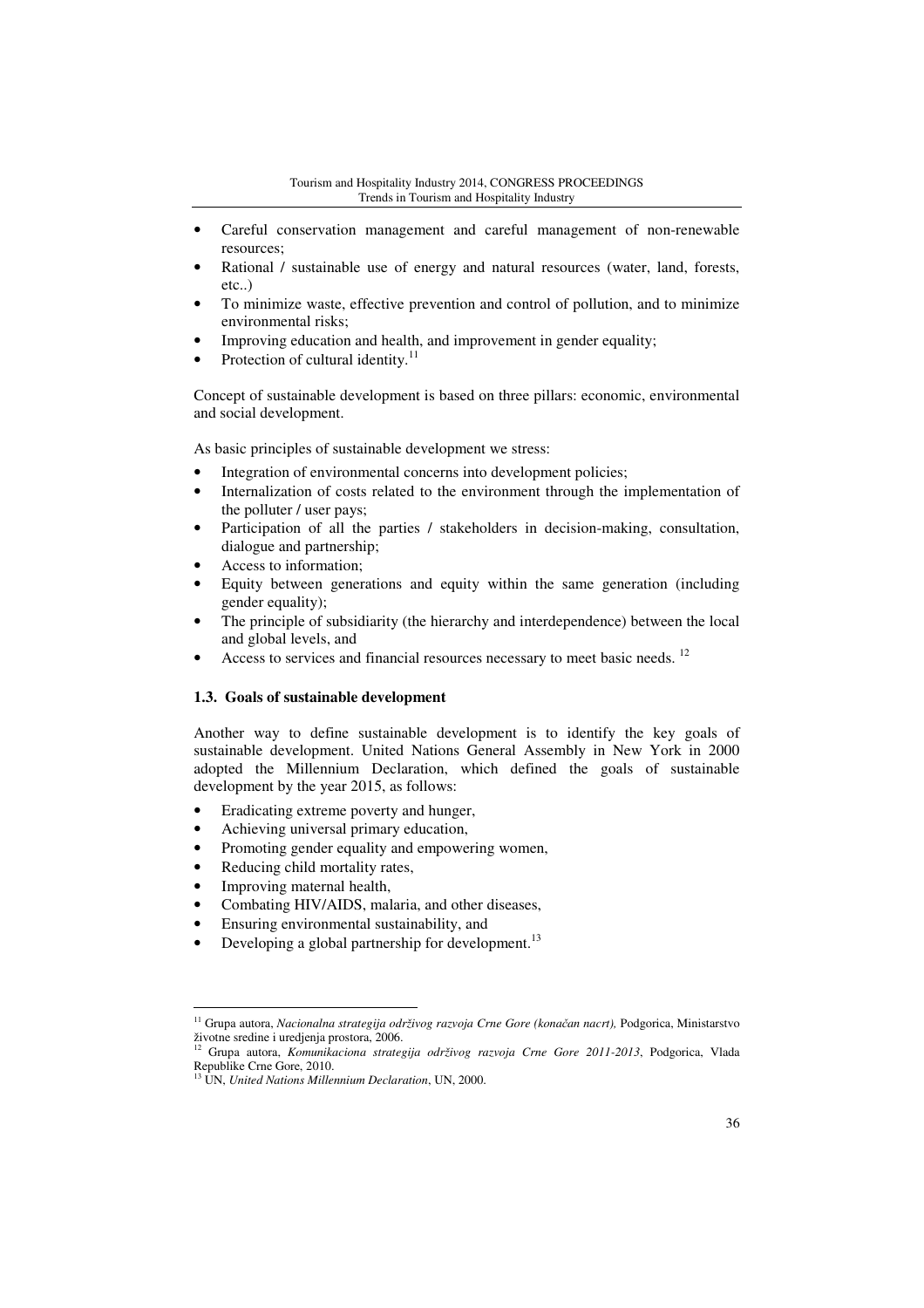- Careful conservation management and careful management of non-renewable resources;
- Rational / sustainable use of energy and natural resources (water, land, forests, etc..)
- To minimize waste, effective prevention and control of pollution, and to minimize environmental risks;
- Improving education and health, and improvement in gender equality;
- Protection of cultural identity.[11]

Concept of sustainable development is based on three pillars: economic, environmental and social development.

As basic principles of sustainable development we stress:

- Integration of environmental concerns into development policies;
- Internalization of costs related to the environment through the implementation of the polluter / user pays;
- Participation of all the parties / stakeholders in decision-making, consultation, dialogue and partnership;
- Access to information;
- Equity between generations and equity within the same generation (including gender equality);
- The principle of subsidiarity (the hierarchy and interdependence) between the local and global levels, and
- Access to services and financial resources necessary to meet basic needs. [12]

### 1.3. Goals of sustainable development

Another way to define sustainable development is to identify the key goals of sustainable development. United Nations General Assembly in New York in 2000 adopted the Millennium Declaration, which defined the goals of sustainable development by the year 2015, as follows:

- Eradicating extreme poverty and hunger,
- Achieving universal primary education,
- Promoting gender equality and empowering women,
- Reducing child mortality rates,
- Improving maternal health,
- Combating HIV/AIDS, malaria, and other diseases,
- Ensuring environmental sustainability, and
- Developing a global partnership for development.[13]

---

[11] Grupa autora, *Nacionalna strategija održivog razvoja Crne Gore (konačan nacrt),* Podgorica, Ministarstvo životne sredine i uredjenja prostora, 2006.

[12] Grupa autora, *Komunikaciona strategija održivog razvoja Crne Gore 2011-2013*, Podgorica, Vlada Republike Crne Gore, 2010.

[13] UN, *United Nations Millennium Declaration*, UN, 2000.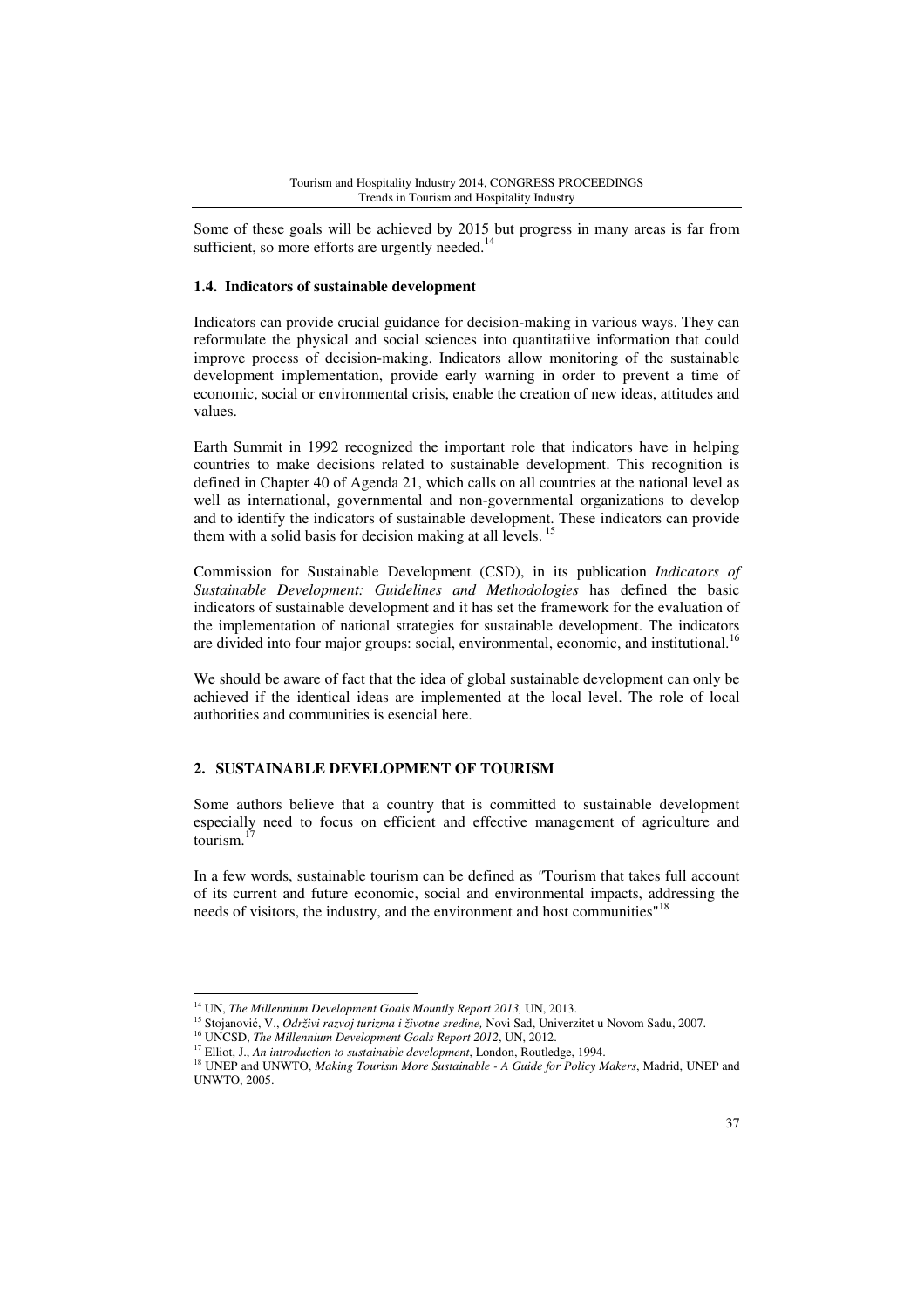Some of these goals will be achieved by 2015 but progress in many areas is far from sufficient, so more efforts are urgently needed.[14]

### 1.4. Indicators of sustainable development

Indicators can provide crucial guidance for decision-making in various ways. They can reformulate the physical and social sciences into quantitatiive information that could improve process of decision-making. Indicators allow monitoring of the sustainable development implementation, provide early warning in order to prevent a time of economic, social or environmental crisis, enable the creation of new ideas, attitudes and values.

Earth Summit in 1992 recognized the important role that indicators have in helping countries to make decisions related to sustainable development. This recognition is defined in Chapter 40 of Agenda 21, which calls on all countries at the national level as well as international, governmental and non-governmental organizations to develop and to identify the indicators of sustainable development. These indicators can provide them with a solid basis for decision making at all levels. [15]

Commission for Sustainable Development (CSD), in its publication *Indicators of Sustainable Development: Guidelines and Methodologies* has defined the basic indicators of sustainable development and it has set the framework for the evaluation of the implementation of national strategies for sustainable development. The indicators are divided into four major groups: social, environmental, economic, and institutional.[16]

We should be aware of fact that the idea of global sustainable development can only be achieved if the identical ideas are implemented at the local level. The role of local authorities and communities is esencial here.

## 2. SUSTAINABLE DEVELOPMENT OF TOURISM

Some authors believe that a country that is committed to sustainable development especially need to focus on efficient and effective management of agriculture and tourism.[17]

In a few words, sustainable tourism can be defined as "Tourism that takes full account of its current and future economic, social and environmental impacts, addressing the needs of visitors, the industry, and the environment and host communities"[18]

---

[14] UN, *The Millennium Development Goals Mountly Report 2013,* UN, 2013.

[15] Stojanović, V., *Održivi razvoj turizma i životne sredine,* Novi Sad, Univerzitet u Novom Sadu, 2007.

[16] UNCSD, *The Millennium Development Goals Report 2012*, UN, 2012.

[17] Elliot, J., *An introduction to sustainable development*, London, Routledge, 1994.

[18] UNEP and UNWTO, *Making Tourism More Sustainable - A Guide for Policy Makers*, Madrid, UNEP and UNWTO, 2005.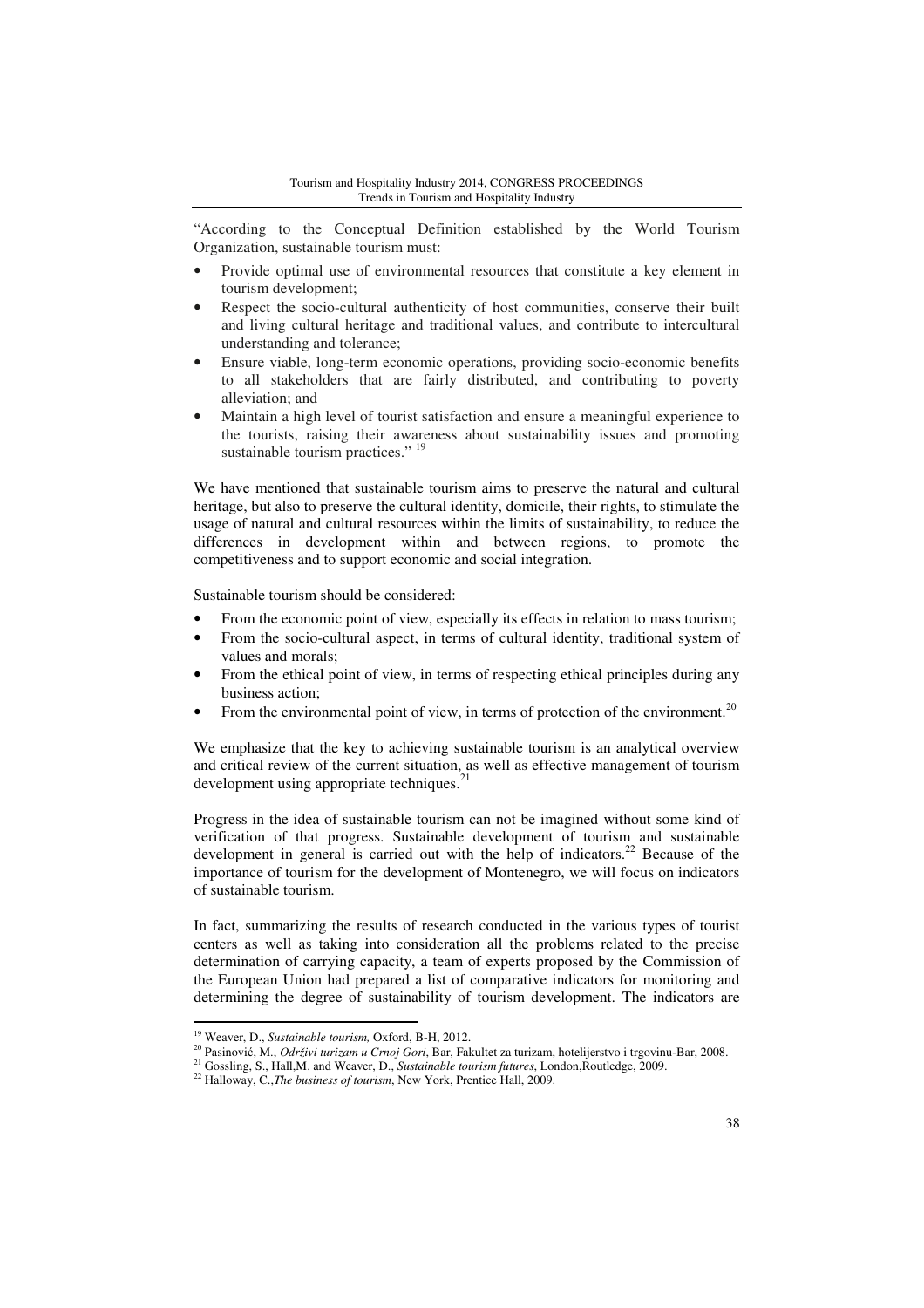"According to the Conceptual Definition established by the World Tourism Organization, sustainable tourism must:

- Provide optimal use of environmental resources that constitute a key element in tourism development;
- Respect the socio-cultural authenticity of host communities, conserve their built and living cultural heritage and traditional values, and contribute to intercultural understanding and tolerance;
- Ensure viable, long-term economic operations, providing socio-economic benefits to all stakeholders that are fairly distributed, and contributing to poverty alleviation; and
- Maintain a high level of tourist satisfaction and ensure a meaningful experience to the tourists, raising their awareness about sustainability issues and promoting sustainable tourism practices." [19]

We have mentioned that sustainable tourism aims to preserve the natural and cultural heritage, but also to preserve the cultural identity, domicile, their rights, to stimulate the usage of natural and cultural resources within the limits of sustainability, to reduce the differences in development within and between regions, to promote the competitiveness and to support economic and social integration.

Sustainable tourism should be considered:

- From the economic point of view, especially its effects in relation to mass tourism;
- From the socio-cultural aspect, in terms of cultural identity, traditional system of values and morals;
- From the ethical point of view, in terms of respecting ethical principles during any business action;
- From the environmental point of view, in terms of protection of the environment.[20]

We emphasize that the key to achieving sustainable tourism is an analytical overview and critical review of the current situation, as well as effective management of tourism development using appropriate techniques.[21]

Progress in the idea of sustainable tourism can not be imagined without some kind of verification of that progress. Sustainable development of tourism and sustainable development in general is carried out with the help of indicators.[22] Because of the importance of tourism for the development of Montenegro, we will focus on indicators of sustainable tourism.

In fact, summarizing the results of research conducted in the various types of tourist centers as well as taking into consideration all the problems related to the precise determination of carrying capacity, a team of experts proposed by the Commission of the European Union had prepared a list of comparative indicators for monitoring and determining the degree of sustainability of tourism development. The indicators are

---

[19] Weaver, D., *Sustainable tourism,* Oxford, B-H, 2012.

[20] Pasinović, M., *Održivi turizam u Crnoj Gori*, Bar, Fakultet za turizam, hotelijerstvo i trgovinu-Bar, 2008.

[21] Gossling, S., Hall,M. and Weaver, D., *Sustainable tourism futures*, London,Routledge, 2009.

[22] Halloway, C.,*The business of tourism*, New York, Prentice Hall, 2009.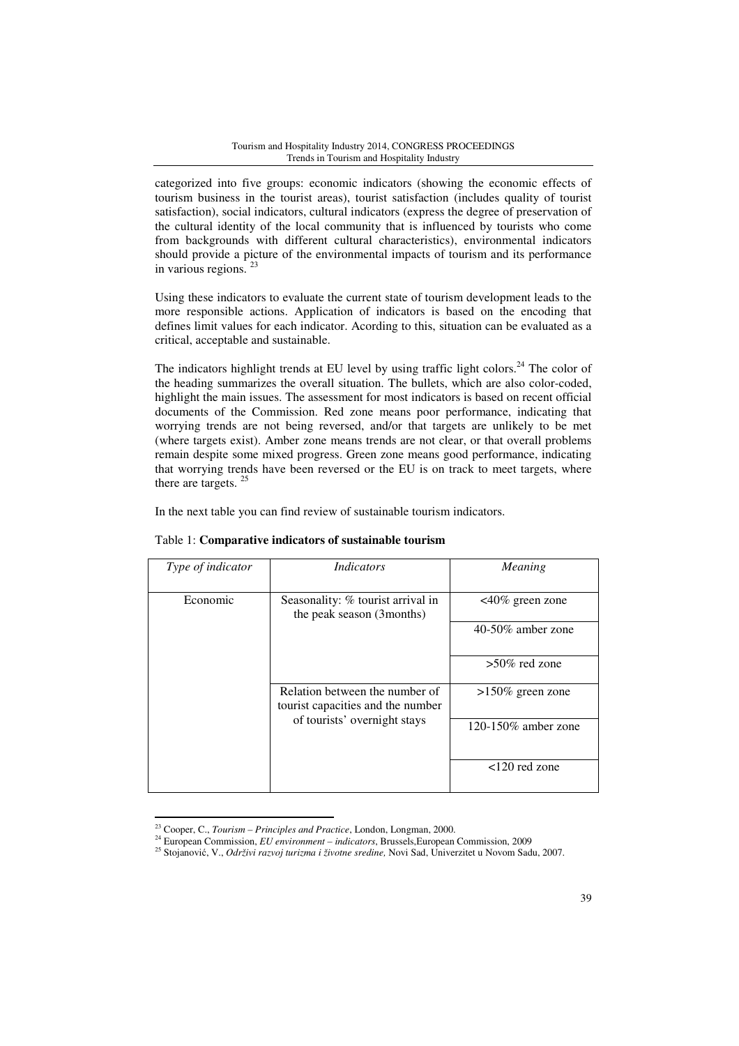categorized into five groups: economic indicators (showing the economic effects of tourism business in the tourist areas), tourist satisfaction (includes quality of tourist satisfaction), social indicators, cultural indicators (express the degree of preservation of the cultural identity of the local community that is influenced by tourists who come from backgrounds with different cultural characteristics), environmental indicators should provide a picture of the environmental impacts of tourism and its performance in various regions. [23]

Using these indicators to evaluate the current state of tourism development leads to the more responsible actions. Application of indicators is based on the encoding that defines limit values for each indicator. Acording to this, situation can be evaluated as a critical, acceptable and sustainable.

The indicators highlight trends at EU level by using traffic light colors.[24] The color of the heading summarizes the overall situation. The bullets, which are also color-coded, highlight the main issues. The assessment for most indicators is based on recent official documents of the Commission. Red zone means poor performance, indicating that worrying trends are not being reversed, and/or that targets are unlikely to be met (where targets exist). Amber zone means trends are not clear, or that overall problems remain despite some mixed progress. Green zone means good performance, indicating that worrying trends have been reversed or the EU is on track to meet targets, where there are targets. [25]

In the next table you can find review of sustainable tourism indicators.

Table 1: **Comparative indicators of sustainable tourism**

| *Type of indicator* | *Indicators* | *Meaning* |
|---|---|---|
| Economic | Seasonality: % tourist arrival in the peak season (3months) | <40% green zone |
| | | 40-50% amber zone |
| | | >50% red zone |
| | Relation between the number of tourist capacities and the number of tourists' overnight stays | >150% green zone |
| | | 120-150% amber zone |
| | | <120 red zone |

[23] Cooper, C., *Tourism – Principles and Practice*, London, Longman, 2000.
[24] European Commission, *EU environment – indicators*, Brussels,European Commission, 2009
[25] Stojanović, V., *Održivi razvoj turizma i životne sredine,* Novi Sad, Univerzitet u Novom Sadu, 2007.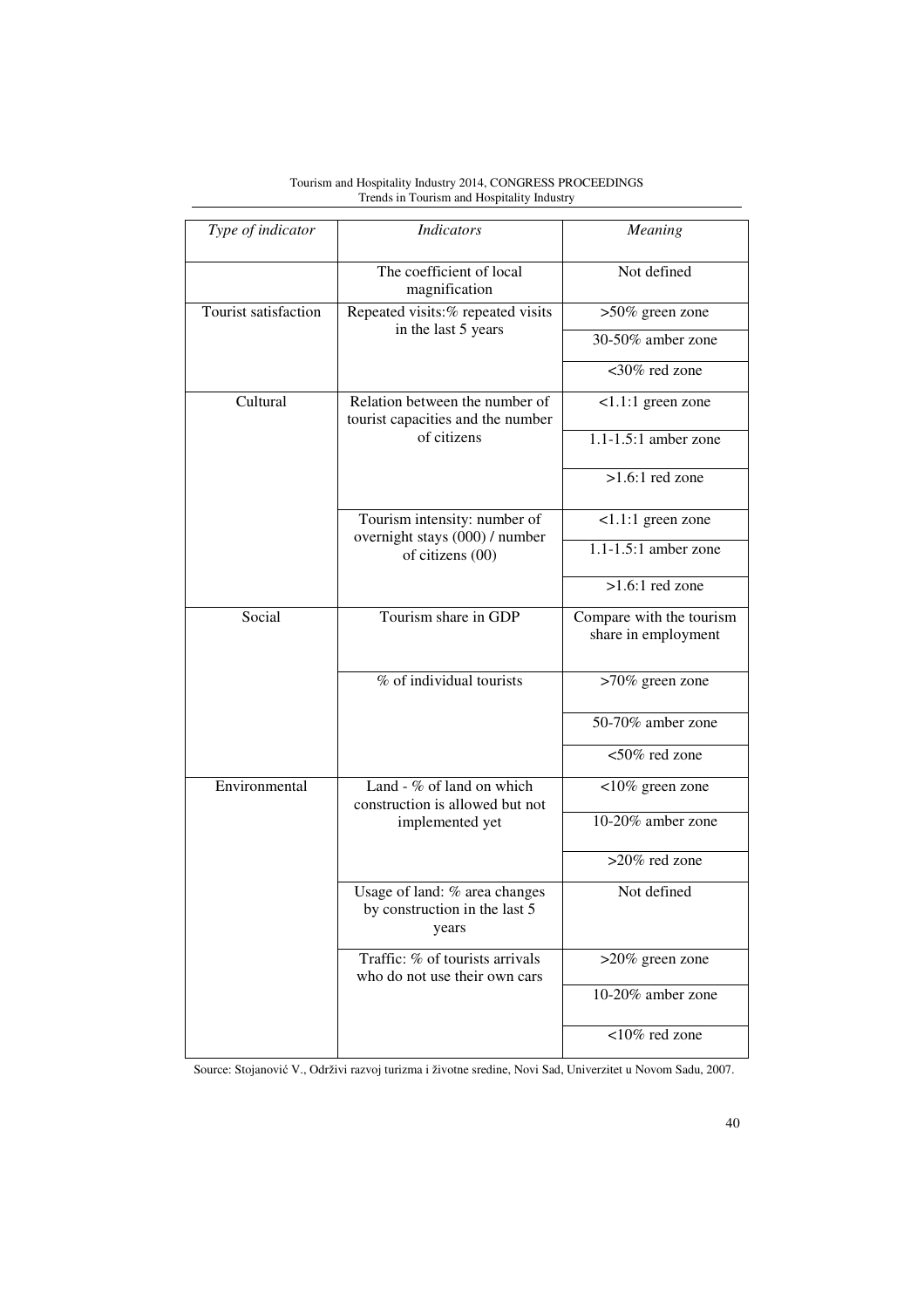| *Type of indicator* | *Indicators* | *Meaning* |
|---|---|---|
| | The coefficient of local magnification | Not defined |
| Tourist satisfaction | Repeated visits:% repeated visits in the last 5 years | >50% green zone |
| | | 30-50% amber zone |
| | | <30% red zone |
| Cultural | Relation between the number of tourist capacities and the number of citizens | <1.1:1 green zone |
| | | 1.1-1.5:1 amber zone |
| | | >1.6:1 red zone |
| | Tourism intensity: number of overnight stays (000) / number of citizens (00) | <1.1:1 green zone |
| | | 1.1-1.5:1 amber zone |
| | | >1.6:1 red zone |
| Social | Tourism share in GDP | Compare with the tourism share in employment |
| | % of individual tourists | >70% green zone |
| | | 50-70% amber zone |
| | | <50% red zone |
| Environmental | Land - % of land on which construction is allowed but not implemented yet | <10% green zone |
| | | 10-20% amber zone |
| | | >20% red zone |
| | Usage of land: % area changes by construction in the last 5 years | Not defined |
| | Traffic: % of tourists arrivals who do not use their own cars | >20% green zone |
| | | 10-20% amber zone |
| | | <10% red zone |

Source: Stojanović V., Održivi razvoj turizma i životne sredine, Novi Sad, Univerzitet u Novom Sadu, 2007.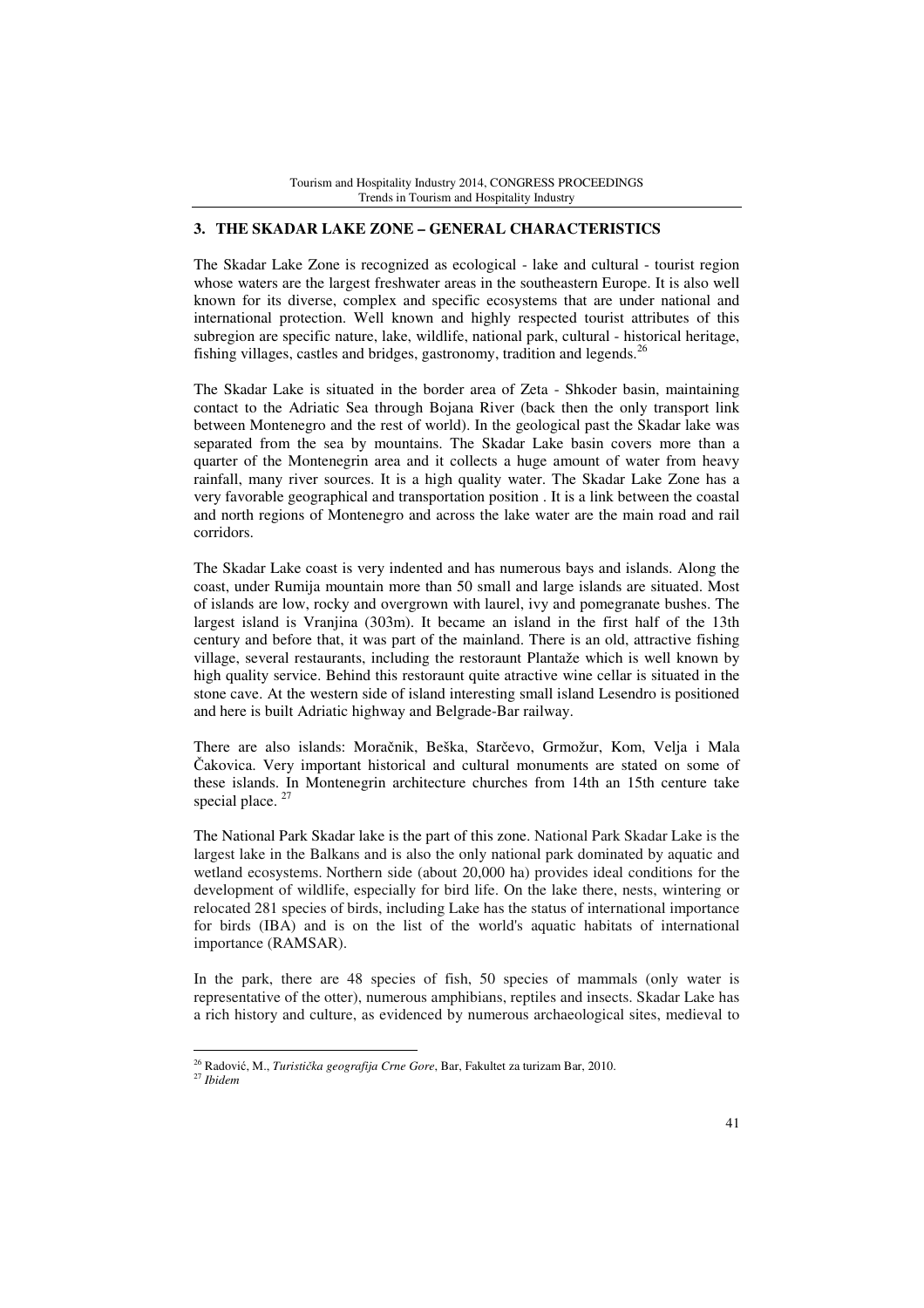## 3. THE SKADAR LAKE ZONE – GENERAL CHARACTERISTICS

The Skadar Lake Zone is recognized as ecological - lake and cultural - tourist region whose waters are the largest freshwater areas in the southeastern Europe. It is also well known for its diverse, complex and specific ecosystems that are under national and international protection. Well known and highly respected tourist attributes of this subregion are specific nature, lake, wildlife, national park, cultural - historical heritage, fishing villages, castles and bridges, gastronomy, tradition and legends.[26]

The Skadar Lake is situated in the border area of Zeta - Shkoder basin, maintaining contact to the Adriatic Sea through Bojana River (back then the only transport link between Montenegro and the rest of world). In the geological past the Skadar lake was separated from the sea by mountains. The Skadar Lake basin covers more than a quarter of the Montenegrin area and it collects a huge amount of water from heavy rainfall, many river sources. It is a high quality water. The Skadar Lake Zone has a very favorable geographical and transportation position . It is a link between the coastal and north regions of Montenegro and across the lake water are the main road and rail corridors.

The Skadar Lake coast is very indented and has numerous bays and islands. Along the coast, under Rumija mountain more than 50 small and large islands are situated. Most of islands are low, rocky and overgrown with laurel, ivy and pomegranate bushes. The largest island is Vranjina (303m). It became an island in the first half of the 13th century and before that, it was part of the mainland. There is an old, attractive fishing village, several restaurants, including the restoraunt Plantaže which is well known by high quality service. Behind this restoraunt quite atractive wine cellar is situated in the stone cave. At the western side of island interesting small island Lesendro is positioned and here is built Adriatic highway and Belgrade-Bar railway.

There are also islands: Moračnik, Beška, Starčevo, Grmožur, Kom, Velja i Mala Čakovica. Very important historical and cultural monuments are stated on some of these islands. In Montenegrin architecture churches from 14th an 15th centure take special place. [27]

The National Park Skadar lake is the part of this zone. National Park Skadar Lake is the largest lake in the Balkans and is also the only national park dominated by aquatic and wetland ecosystems. Northern side (about 20,000 ha) provides ideal conditions for the development of wildlife, especially for bird life. On the lake there, nests, wintering or relocated 281 species of birds, including Lake has the status of international importance for birds (IBA) and is on the list of the world's aquatic habitats of international importance (RAMSAR).

In the park, there are 48 species of fish, 50 species of mammals (only water is representative of the otter), numerous amphibians, reptiles and insects. Skadar Lake has a rich history and culture, as evidenced by numerous archaeological sites, medieval to

---

[26] Radović, M., *Turistička geografija Crne Gore*, Bar, Fakultet za turizam Bar, 2010.

[27] *Ibidem*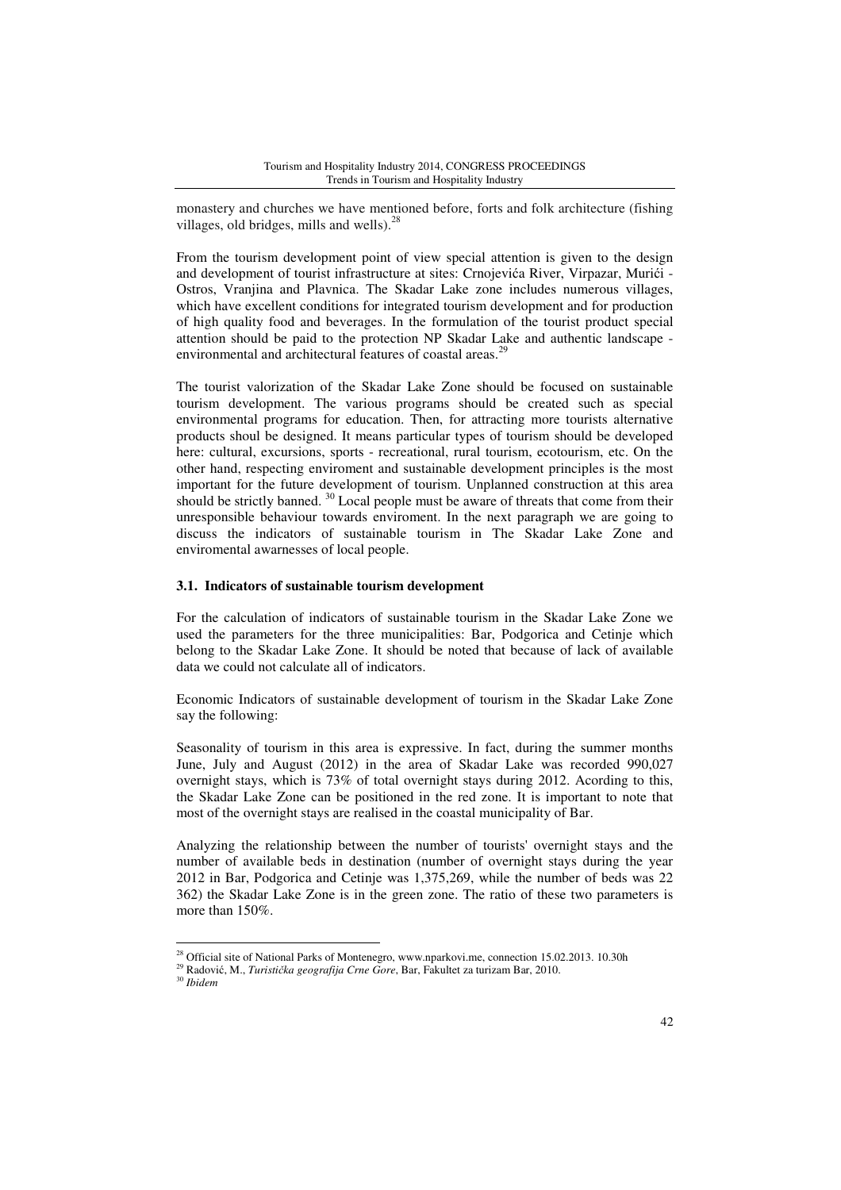monastery and churches we have mentioned before, forts and folk architecture (fishing villages, old bridges, mills and wells).[28]

From the tourism development point of view special attention is given to the design and development of tourist infrastructure at sites: Crnojevića River, Virpazar, Murići - Ostros, Vranjina and Plavnica. The Skadar Lake zone includes numerous villages, which have excellent conditions for integrated tourism development and for production of high quality food and beverages. In the formulation of the tourist product special attention should be paid to the protection NP Skadar Lake and authentic landscape - environmental and architectural features of coastal areas.[29]

The tourist valorization of the Skadar Lake Zone should be focused on sustainable tourism development. The various programs should be created such as special environmental programs for education. Then, for attracting more tourists alternative products shoul be designed. It means particular types of tourism should be developed here: cultural, excursions, sports - recreational, rural tourism, ecotourism, etc. On the other hand, respecting enviroment and sustainable development principles is the most important for the future development of tourism. Unplanned construction at this area should be strictly banned. [30] Local people must be aware of threats that come from their unresponsible behaviour towards enviroment. In the next paragraph we are going to discuss the indicators of sustainable tourism in The Skadar Lake Zone and enviromental awarnesses of local people.

### 3.1. Indicators of sustainable tourism development

For the calculation of indicators of sustainable tourism in the Skadar Lake Zone we used the parameters for the three municipalities: Bar, Podgorica and Cetinje which belong to the Skadar Lake Zone. It should be noted that because of lack of available data we could not calculate all of indicators.

Economic Indicators of sustainable development of tourism in the Skadar Lake Zone say the following:

Seasonality of tourism in this area is expressive. In fact, during the summer months June, July and August (2012) in the area of Skadar Lake was recorded 990,027 overnight stays, which is 73% of total overnight stays during 2012. Acording to this, the Skadar Lake Zone can be positioned in the red zone. It is important to note that most of the overnight stays are realised in the coastal municipality of Bar.

Analyzing the relationship between the number of tourists' overnight stays and the number of available beds in destination (number of overnight stays during the year 2012 in Bar, Podgorica and Cetinje was 1,375,269, while the number of beds was 22 362) the Skadar Lake Zone is in the green zone. The ratio of these two parameters is more than 150%.

---

[28] Official site of National Parks of Montenegro, www.nparkovi.me, connection 15.02.2013. 10.30h

[29] Radović, M., *Turistička geografija Crne Gore*, Bar, Fakultet za turizam Bar, 2010.

[30] *Ibidem*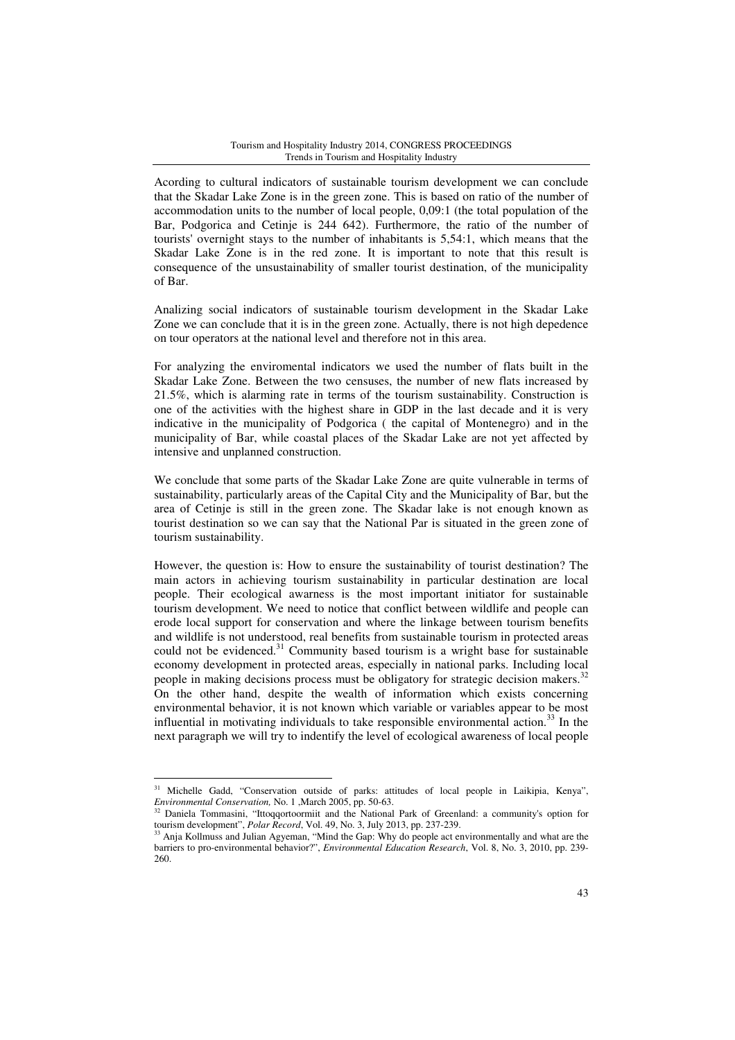Acording to cultural indicators of sustainable tourism development we can conclude that the Skadar Lake Zone is in the green zone. This is based on ratio of the number of accommodation units to the number of local people, 0,09:1 (the total population of the Bar, Podgorica and Cetinje is 244 642). Furthermore, the ratio of the number of tourists' overnight stays to the number of inhabitants is 5,54:1, which means that the Skadar Lake Zone is in the red zone. It is important to note that this result is consequence of the unsustainability of smaller tourist destination, of the municipality of Bar.

Analizing social indicators of sustainable tourism development in the Skadar Lake Zone we can conclude that it is in the green zone. Actually, there is not high depedence on tour operators at the national level and therefore not in this area.

For analyzing the enviromental indicators we used the number of flats built in the Skadar Lake Zone. Between the two censuses, the number of new flats increased by 21.5%, which is alarming rate in terms of the tourism sustainability. Construction is one of the activities with the highest share in GDP in the last decade and it is very indicative in the municipality of Podgorica ( the capital of Montenegro) and in the municipality of Bar, while coastal places of the Skadar Lake are not yet affected by intensive and unplanned construction.

We conclude that some parts of the Skadar Lake Zone are quite vulnerable in terms of sustainability, particularly areas of the Capital City and the Municipality of Bar, but the area of Cetinje is still in the green zone. The Skadar lake is not enough known as tourist destination so we can say that the National Par is situated in the green zone of tourism sustainability.

However, the question is: How to ensure the sustainability of tourist destination? The main actors in achieving tourism sustainability in particular destination are local people. Their ecological awarness is the most important initiator for sustainable tourism development. We need to notice that conflict between wildlife and people can erode local support for conservation and where the linkage between tourism benefits and wildlife is not understood, real benefits from sustainable tourism in protected areas could not be evidenced.[31] Community based tourism is a wright base for sustainable economy development in protected areas, especially in national parks. Including local people in making decisions process must be obligatory for strategic decision makers.[32] On the other hand, despite the wealth of information which exists concerning environmental behavior, it is not known which variable or variables appear to be most influential in motivating individuals to take responsible environmental action.[33] In the next paragraph we will try to indentify the level of ecological awareness of local people

---

[31] Michelle Gadd, "Conservation outside of parks: attitudes of local people in Laikipia, Kenya", *Environmental Conservation,* No. 1 ,March 2005, pp. 50-63.

[32] Daniela Tommasini, "Ittoqqortoormiit and the National Park of Greenland: a community's option for tourism development", *Polar Record*, Vol. 49, No. 3, July 2013, pp. 237-239.

[33] Anja Kollmuss and Julian Agyeman, "Mind the Gap: Why do people act environmentally and what are the barriers to pro-environmental behavior?", *Environmental Education Research*, Vol. 8, No. 3, 2010, pp. 239-260.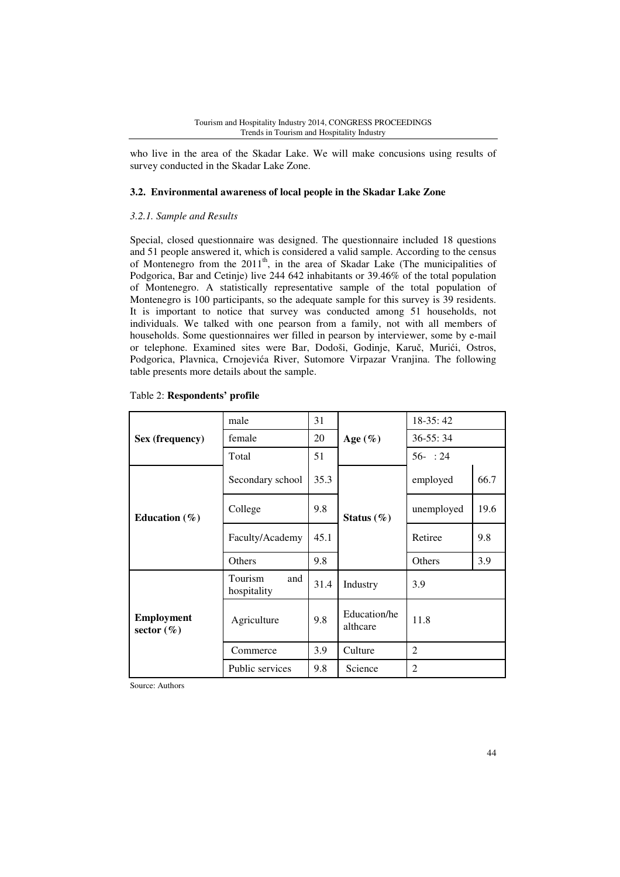who live in the area of the Skadar Lake. We will make concusions using results of survey conducted in the Skadar Lake Zone.

### 3.2. Environmental awareness of local people in the Skadar Lake Zone

#### *3.2.1. Sample and Results*

Special, closed questionnaire was designed. The questionnaire included 18 questions and 51 people answered it, which is considered a valid sample. According to the census of Montenegro from the 2011th, in the area of Skadar Lake (The municipalities of Podgorica, Bar and Cetinje) live 244 642 inhabitants or 39.46% of the total population of Montenegro. A statistically representative sample of the total population of Montenegro is 100 participants, so the adequate sample for this survey is 39 residents. It is important to notice that survey was conducted among 51 households, not individuals. We talked with one pearson from a family, not with all members of households. Some questionnaires wer filled in pearson by interviewer, some by e-mail or telephone. Examined sites were Bar, Dodoši, Godinje, Karuč, Murići, Ostros, Podgorica, Plavnica, Crnojevića River, Sutomore Virpazar Vranjina. The following table presents more details about the sample.

Table 2: **Respondents' profile**

| | | | | | |
|---|---|---|---|---|---|
| **Sex (frequency)** | male | 31 | **Age (%)** | 18-35: 42 | |
| | female | 20 | | 36-55: 34 | |
| | Total | 51 | | 56- : 24 | |
| **Education (%)** | Secondary school | 35.3 | **Status (%)** | employed | 66.7 |
| | College | 9.8 | | unemployed | 19.6 |
| | Faculty/Academy | 45.1 | | Retiree | 9.8 |
| | Others | 9.8 | | Others | 3.9 |
| **Employment sector (%)** | Tourism and hospitality | 31.4 | Industry | 3.9 | |
| | Agriculture | 9.8 | Education/healthcare | 11.8 | |
| | Commerce | 3.9 | Culture | 2 | |
| | Public services | 9.8 | Science | 2 | |

Source: Authors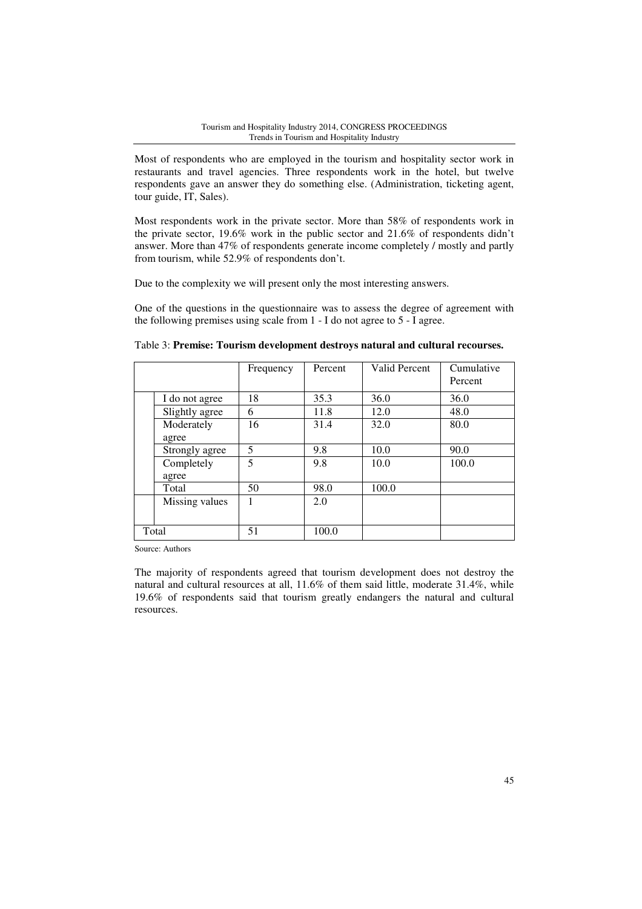Most of respondents who are employed in the tourism and hospitality sector work in restaurants and travel agencies. Three respondents work in the hotel, but twelve respondents gave an answer they do something else. (Administration, ticketing agent, tour guide, IT, Sales).

Most respondents work in the private sector. More than 58% of respondents work in the private sector, 19.6% work in the public sector and 21.6% of respondents didn't answer. More than 47% of respondents generate income completely / mostly and partly from tourism, while 52.9% of respondents don't.

Due to the complexity we will present only the most interesting answers.

One of the questions in the questionnaire was to assess the degree of agreement with the following premises using scale from 1 - I do not agree to 5 - I agree.

Table 3: **Premise: Tourism development destroys natural and cultural recourses.**

| | | Frequency | Percent | Valid Percent | Cumulative Percent |
|---|---|---|---|---|---|
| | I do not agree | 18 | 35.3 | 36.0 | 36.0 |
| | Slightly agree | 6 | 11.8 | 12.0 | 48.0 |
| | Moderately agree | 16 | 31.4 | 32.0 | 80.0 |
| | Strongly agree | 5 | 9.8 | 10.0 | 90.0 |
| | Completely agree | 5 | 9.8 | 10.0 | 100.0 |
| | Total | 50 | 98.0 | 100.0 | |
| | Missing values | 1 | 2.0 | | |
| Total | | 51 | 100.0 | | |

Source: Authors

The majority of respondents agreed that tourism development does not destroy the natural and cultural resources at all, 11.6% of them said little, moderate 31.4%, while 19.6% of respondents said that tourism greatly endangers the natural and cultural resources.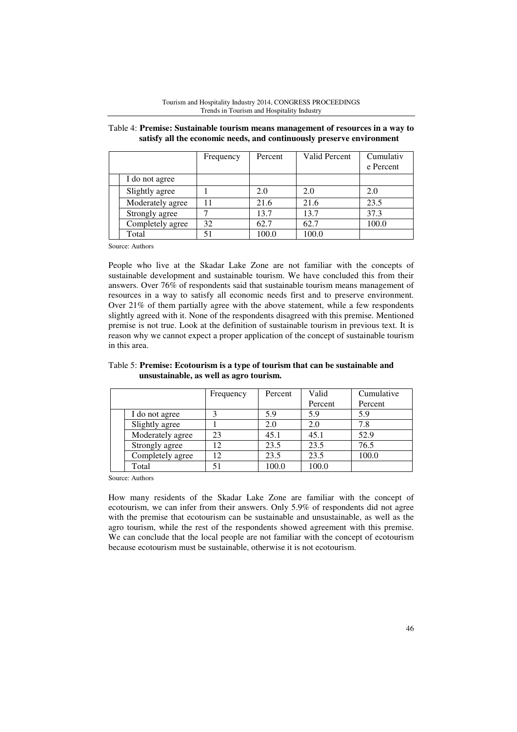Table 4: **Premise: Sustainable tourism means management of resources in a way to satisfy all the economic needs, and continuously preserve environment**

| | Frequency | Percent | Valid Percent | Cumulative Percent |
|---|---|---|---|---|
| I do not agree | | | | |
| Slightly agree | 1 | 2.0 | 2.0 | 2.0 |
| Moderately agree | 11 | 21.6 | 21.6 | 23.5 |
| Strongly agree | 7 | 13.7 | 13.7 | 37.3 |
| Completely agree | 32 | 62.7 | 62.7 | 100.0 |
| Total | 51 | 100.0 | 100.0 | |

Source: Authors

People who live at the Skadar Lake Zone are not familiar with the concepts of sustainable development and sustainable tourism. We have concluded this from their answers. Over 76% of respondents said that sustainable tourism means management of resources in a way to satisfy all economic needs first and to preserve environment. Over 21% of them partially agree with the above statement, while a few respondents slightly agreed with it. None of the respondents disagreed with this premise. Mentioned premise is not true. Look at the definition of sustainable tourism in previous text. It is reason why we cannot expect a proper application of the concept of sustainable tourism in this area.

Table 5: **Premise: Ecotourism is a type of tourism that can be sustainable and unsustainable, as well as agro tourism.**

| | Frequency | Percent | Valid Percent | Cumulative Percent |
|---|---|---|---|---|
| I do not agree | 3 | 5.9 | 5.9 | 5.9 |
| Slightly agree | 1 | 2.0 | 2.0 | 7.8 |
| Moderately agree | 23 | 45.1 | 45.1 | 52.9 |
| Strongly agree | 12 | 23.5 | 23.5 | 76.5 |
| Completely agree | 12 | 23.5 | 23.5 | 100.0 |
| Total | 51 | 100.0 | 100.0 | |

Source: Authors

How many residents of the Skadar Lake Zone are familiar with the concept of ecotourism, we can infer from their answers. Only 5.9% of respondents did not agree with the premise that ecotourism can be sustainable and unsustainable, as well as the agro tourism, while the rest of the respondents showed agreement with this premise. We can conclude that the local people are not familiar with the concept of ecotourism because ecotourism must be sustainable, otherwise it is not ecotourism.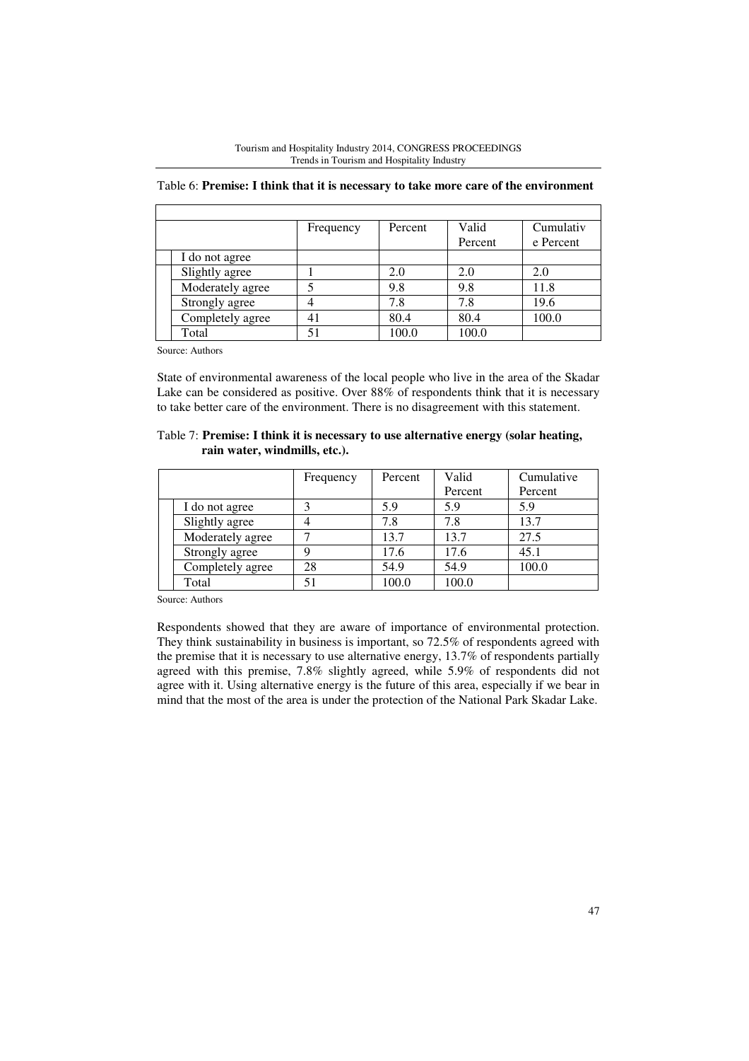Table 6: **Premise: I think that it is necessary to take more care of the environment**

| | Frequency | Percent | Valid Percent | Cumulative Percent |
|---|---|---|---|---|
| I do not agree | | | | |
| Slightly agree | 1 | 2.0 | 2.0 | 2.0 |
| Moderately agree | 5 | 9.8 | 9.8 | 11.8 |
| Strongly agree | 4 | 7.8 | 7.8 | 19.6 |
| Completely agree | 41 | 80.4 | 80.4 | 100.0 |
| Total | 51 | 100.0 | 100.0 | |

Source: Authors

State of environmental awareness of the local people who live in the area of the Skadar Lake can be considered as positive. Over 88% of respondents think that it is necessary to take better care of the environment. There is no disagreement with this statement.

Table 7: **Premise: I think it is necessary to use alternative energy (solar heating, rain water, windmills, etc.).**

| | Frequency | Percent | Valid Percent | Cumulative Percent |
|---|---|---|---|---|
| I do not agree | 3 | 5.9 | 5.9 | 5.9 |
| Slightly agree | 4 | 7.8 | 7.8 | 13.7 |
| Moderately agree | 7 | 13.7 | 13.7 | 27.5 |
| Strongly agree | 9 | 17.6 | 17.6 | 45.1 |
| Completely agree | 28 | 54.9 | 54.9 | 100.0 |
| Total | 51 | 100.0 | 100.0 | |

Source: Authors

Respondents showed that they are aware of importance of environmental protection. They think sustainability in business is important, so 72.5% of respondents agreed with the premise that it is necessary to use alternative energy, 13.7% of respondents partially agreed with this premise, 7.8% slightly agreed, while 5.9% of respondents did not agree with it. Using alternative energy is the future of this area, especially if we bear in mind that the most of the area is under the protection of the National Park Skadar Lake.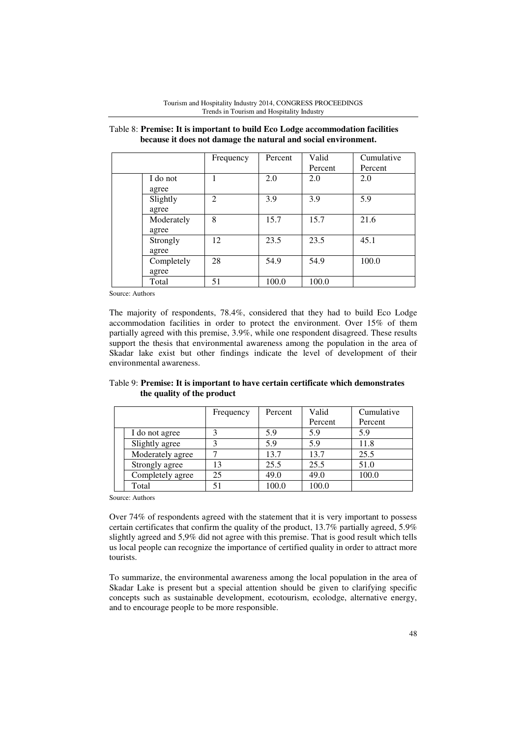Table 8: **Premise: It is important to build Eco Lodge accommodation facilities because it does not damage the natural and social environment.**

| | | Frequency | Percent | Valid Percent | Cumulative Percent |
|---|---|---|---|---|---|
| | I do not agree | 1 | 2.0 | 2.0 | 2.0 |
| | Slightly agree | 2 | 3.9 | 3.9 | 5.9 |
| | Moderately agree | 8 | 15.7 | 15.7 | 21.6 |
| | Strongly agree | 12 | 23.5 | 23.5 | 45.1 |
| | Completely agree | 28 | 54.9 | 54.9 | 100.0 |
| | Total | 51 | 100.0 | 100.0 | |

Source: Authors

The majority of respondents, 78.4%, considered that they had to build Eco Lodge accommodation facilities in order to protect the environment. Over 15% of them partially agreed with this premise, 3.9%, while one respondent disagreed. These results support the thesis that environmental awareness among the population in the area of Skadar lake exist but other findings indicate the level of development of their environmental awareness.

Table 9: **Premise: It is important to have certain certificate which demonstrates the quality of the product**

| | | Frequency | Percent | Valid Percent | Cumulative Percent |
|---|---|---|---|---|---|
| | I do not agree | 3 | 5.9 | 5.9 | 5.9 |
| | Slightly agree | 3 | 5.9 | 5.9 | 11.8 |
| | Moderately agree | 7 | 13.7 | 13.7 | 25.5 |
| | Strongly agree | 13 | 25.5 | 25.5 | 51.0 |
| | Completely agree | 25 | 49.0 | 49.0 | 100.0 |
| | Total | 51 | 100.0 | 100.0 | |

Source: Authors

Over 74% of respondents agreed with the statement that it is very important to possess certain certificates that confirm the quality of the product, 13.7% partially agreed, 5.9% slightly agreed and 5,9% did not agree with this premise. That is good result which tells us local people can recognize the importance of certified quality in order to attract more tourists.

To summarize, the environmental awareness among the local population in the area of Skadar Lake is present but a special attention should be given to clarifying specific concepts such as sustainable development, ecotourism, ecolodge, alternative energy, and to encourage people to be more responsible.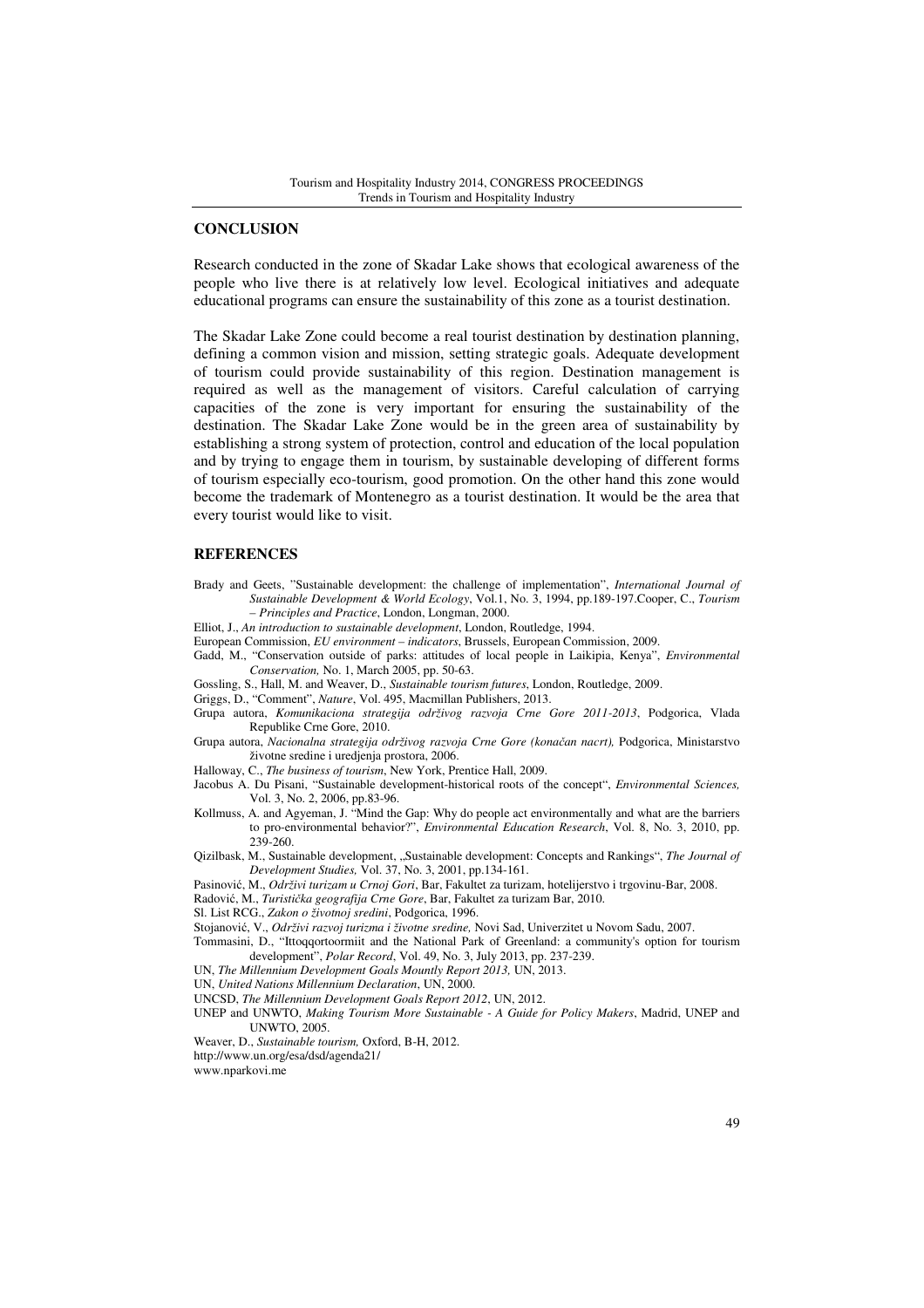## CONCLUSION

Research conducted in the zone of Skadar Lake shows that ecological awareness of the people who live there is at relatively low level. Ecological initiatives and adequate educational programs can ensure the sustainability of this zone as a tourist destination.

The Skadar Lake Zone could become a real tourist destination by destination planning, defining a common vision and mission, setting strategic goals. Adequate development of tourism could provide sustainability of this region. Destination management is required as well as the management of visitors. Careful calculation of carrying capacities of the zone is very important for ensuring the sustainability of the destination. The Skadar Lake Zone would be in the green area of sustainability by establishing a strong system of protection, control and education of the local population and by trying to engage them in tourism, by sustainable developing of different forms of tourism especially eco-tourism, good promotion. On the other hand this zone would become the trademark of Montenegro as a tourist destination. It would be the area that every tourist would like to visit.

## REFERENCES

Brady and Geets, "Sustainable development: the challenge of implementation", *International Journal of Sustainable Development & World Ecology*, Vol.1, No. 3, 1994, pp.189-197.Cooper, C., *Tourism – Principles and Practice*, London, Longman, 2000.

Elliot, J., *An introduction to sustainable development*, London, Routledge, 1994.

European Commission, *EU environment – indicators*, Brussels, European Commission, 2009.

Gadd, M., "Conservation outside of parks: attitudes of local people in Laikipia, Kenya", *Environmental Conservation,* No. 1, March 2005, pp. 50-63.

Gossling, S., Hall, M. and Weaver, D., *Sustainable tourism futures*, London, Routledge, 2009.

Griggs, D., "Comment", *Nature*, Vol. 495, Macmillan Publishers, 2013.

Grupa autora, *Komunikaciona strategija održivog razvoja Crne Gore 2011-2013*, Podgorica, Vlada Republike Crne Gore, 2010.

Grupa autora, *Nacionalna strategija održivog razvoja Crne Gore (konačan nacrt),* Podgorica, Ministarstvo životne sredine i uredjenja prostora, 2006.

Halloway, C., *The business of tourism*, New York, Prentice Hall, 2009.

Jacobus A. Du Pisani, "Sustainable development-historical roots of the concept", *Environmental Sciences,* Vol. 3, No. 2, 2006, pp.83-96.

Kollmuss, A. and Agyeman, J. "Mind the Gap: Why do people act environmentally and what are the barriers to pro-environmental behavior?", *Environmental Education Research*, Vol. 8, No. 3, 2010, pp. 239-260.

Qizilbask, M., Sustainable development, „Sustainable development: Concepts and Rankings", *The Journal of Development Studies,* Vol. 37, No. 3, 2001, pp.134-161.

Pasinović, M., *Održivi turizam u Crnoj Gori*, Bar, Fakultet za turizam, hotelijerstvo i trgovinu-Bar, 2008.

Radović, M., *Turistička geografija Crne Gore*, Bar, Fakultet za turizam Bar, 2010.

Sl. List RCG., *Zakon o životnoj sredini*, Podgorica, 1996.

Stojanović, V., *Održivi razvoj turizma i životne sredine,* Novi Sad, Univerzitet u Novom Sadu, 2007.

Tommasini, D., "Ittoqqortoormiit and the National Park of Greenland: a community's option for tourism development", *Polar Record*, Vol. 49, No. 3, July 2013, pp. 237-239.

UN, *The Millennium Development Goals Mountly Report 2013,* UN, 2013.

UN, *United Nations Millennium Declaration*, UN, 2000.

UNCSD, *The Millennium Development Goals Report 2012*, UN, 2012.

UNEP and UNWTO, *Making Tourism More Sustainable - A Guide for Policy Makers*, Madrid, UNEP and UNWTO, 2005.

Weaver, D., *Sustainable tourism,* Oxford, B-H, 2012.

http://www.un.org/esa/dsd/agenda21/

www.nparkovi.me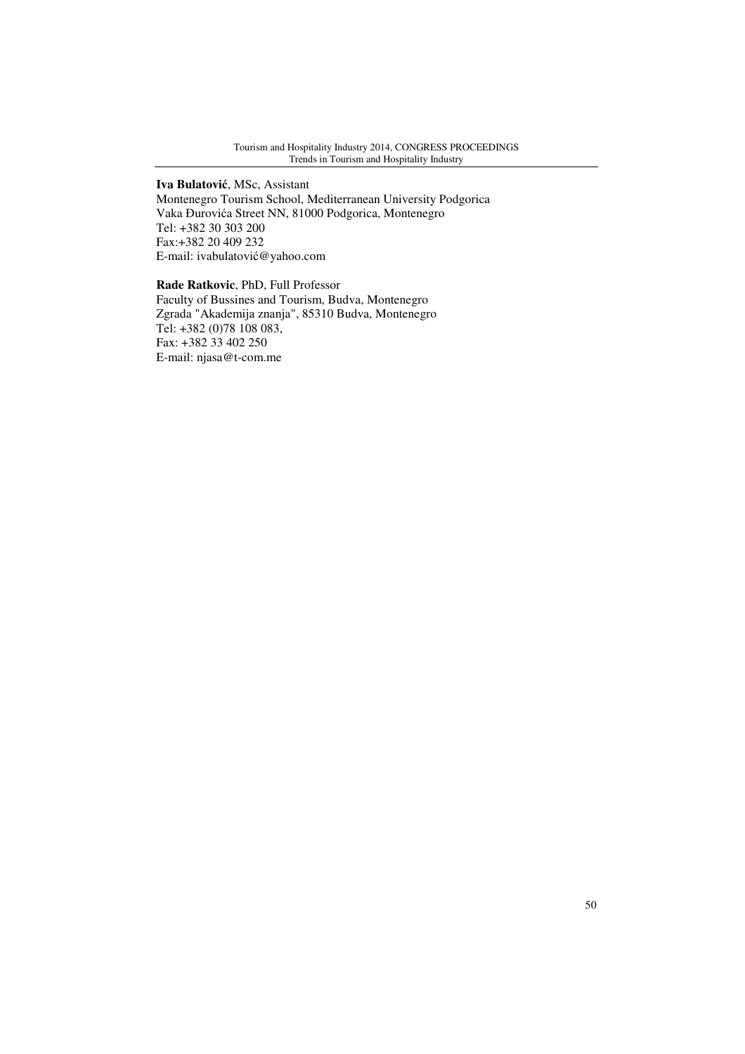**Iva Bulatović**, MSc, Assistant
Montenegro Tourism School, Mediterranean University Podgorica
Vaka Đurovića Street NN, 81000 Podgorica, Montenegro
Tel: +382 30 303 200
Fax:+382 20 409 232
E-mail: ivabulatović@yahoo.com

**Rade Ratkovic**, PhD, Full Professor
Faculty of Bussines and Tourism, Budva, Montenegro
Zgrada "Akademija znanja", 85310 Budva, Montenegro
Tel: +382 (0)78 108 083,
Fax: +382 33 402 250
E-mail: njasa@t-com.me